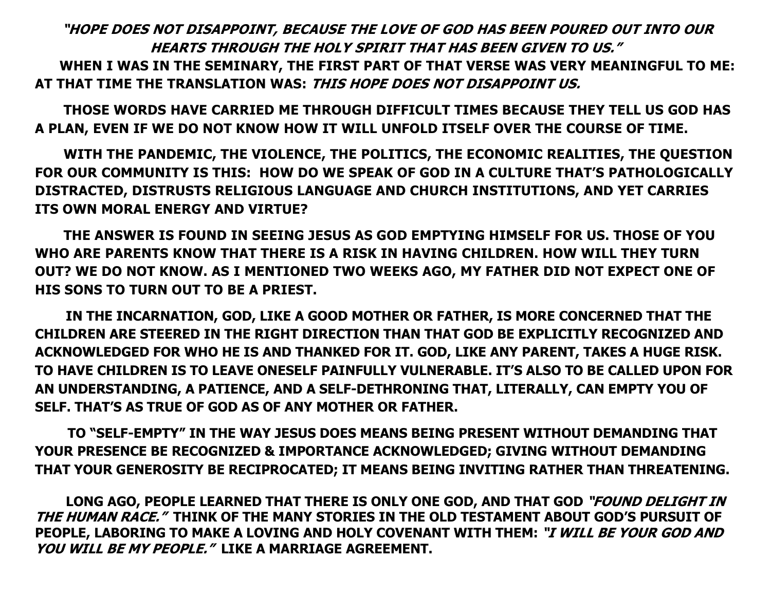***"HOPE DOES NOT DISAPPOINT, BECAUSE THE LOVE OF GOD HAS BEEN POURED OUT INTO OUR HEARTS THROUGH THE HOLY SPIRIT THAT HAS BEEN GIVEN TO US."***

**WHEN I WAS IN THE SEMINARY, THE FIRST PART OF THAT VERSE WAS VERY MEANINGFUL TO ME: AT THAT TIME THE TRANSLATION WAS: *THIS HOPE DOES NOT DISAPPOINT US.***

**THOSE WORDS HAVE CARRIED ME THROUGH DIFFICULT TIMES BECAUSE THEY TELL US GOD HAS A PLAN, EVEN IF WE DO NOT KNOW HOW IT WILL UNFOLD ITSELF OVER THE COURSE OF TIME.**

**WITH THE PANDEMIC, THE VIOLENCE, THE POLITICS, THE ECONOMIC REALITIES, THE QUESTION FOR OUR COMMUNITY IS THIS: HOW DO WE SPEAK OF GOD IN A CULTURE THAT'S PATHOLOGICALLY DISTRACTED, DISTRUSTS RELIGIOUS LANGUAGE AND CHURCH INSTITUTIONS, AND YET CARRIES ITS OWN MORAL ENERGY AND VIRTUE?**

**THE ANSWER IS FOUND IN SEEING JESUS AS GOD EMPTYING HIMSELF FOR US. THOSE OF YOU WHO ARE PARENTS KNOW THAT THERE IS A RISK IN HAVING CHILDREN. HOW WILL THEY TURN OUT? WE DO NOT KNOW. AS I MENTIONED TWO WEEKS AGO, MY FATHER DID NOT EXPECT ONE OF HIS SONS TO TURN OUT TO BE A PRIEST.**

**IN THE INCARNATION, GOD, LIKE A GOOD MOTHER OR FATHER, IS MORE CONCERNED THAT THE CHILDREN ARE STEERED IN THE RIGHT DIRECTION THAN THAT GOD BE EXPLICITLY RECOGNIZED AND ACKNOWLEDGED FOR WHO HE IS AND THANKED FOR IT. GOD, LIKE ANY PARENT, TAKES A HUGE RISK. TO HAVE CHILDREN IS TO LEAVE ONESELF PAINFULLY VULNERABLE. IT'S ALSO TO BE CALLED UPON FOR AN UNDERSTANDING, A PATIENCE, AND A SELF-DETHRONING THAT, LITERALLY, CAN EMPTY YOU OF SELF. THAT'S AS TRUE OF GOD AS OF ANY MOTHER OR FATHER.**

**TO "SELF-EMPTY" IN THE WAY JESUS DOES MEANS BEING PRESENT WITHOUT DEMANDING THAT YOUR PRESENCE BE RECOGNIZED & IMPORTANCE ACKNOWLEDGED; GIVING WITHOUT DEMANDING THAT YOUR GENEROSITY BE RECIPROCATED; IT MEANS BEING INVITING RATHER THAN THREATENING.**

**LONG AGO, PEOPLE LEARNED THAT THERE IS ONLY ONE GOD, AND THAT GOD *"FOUND DELIGHT IN THE HUMAN RACE."* THINK OF THE MANY STORIES IN THE OLD TESTAMENT ABOUT GOD'S PURSUIT OF PEOPLE, LABORING TO MAKE A LOVING AND HOLY COVENANT WITH THEM: *"I WILL BE YOUR GOD AND YOU WILL BE MY PEOPLE."* LIKE A MARRIAGE AGREEMENT.**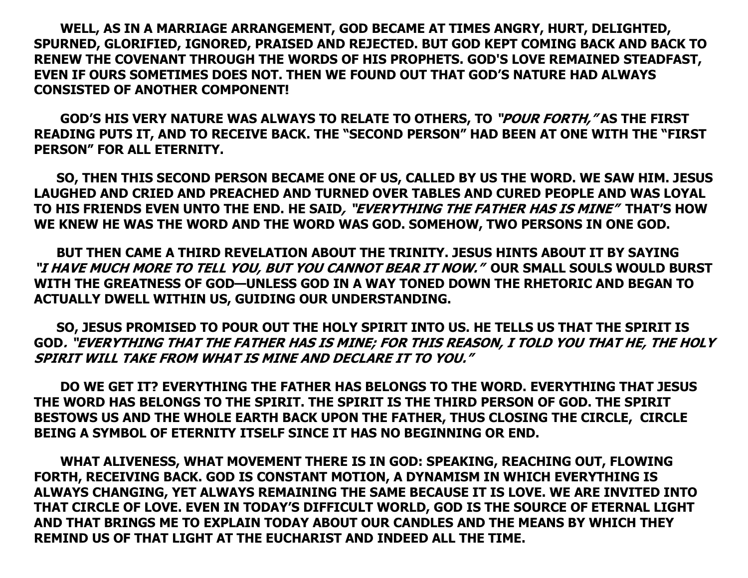**WELL, AS IN A MARRIAGE ARRANGEMENT, GOD BECAME AT TIMES ANGRY, HURT, DELIGHTED, SPURNED, GLORIFIED, IGNORED, PRAISED AND REJECTED. BUT GOD KEPT COMING BACK AND BACK TO RENEW THE COVENANT THROUGH THE WORDS OF HIS PROPHETS. GOD'S LOVE REMAINED STEADFAST, EVEN IF OURS SOMETIMES DOES NOT. THEN WE FOUND OUT THAT GOD'S NATURE HAD ALWAYS CONSISTED OF ANOTHER COMPONENT!**

**GOD'S HIS VERY NATURE WAS ALWAYS TO RELATE TO OTHERS, TO *"POUR FORTH,"* AS THE FIRST READING PUTS IT, AND TO RECEIVE BACK. THE "SECOND PERSON" HAD BEEN AT ONE WITH THE "FIRST PERSON" FOR ALL ETERNITY.**

**SO, THEN THIS SECOND PERSON BECAME ONE OF US, CALLED BY US THE WORD. WE SAW HIM. JESUS LAUGHED AND CRIED AND PREACHED AND TURNED OVER TABLES AND CURED PEOPLE AND WAS LOYAL TO HIS FRIENDS EVEN UNTO THE END. HE SAID*, "EVERYTHING THE FATHER HAS IS MINE"* THAT'S HOW WE KNEW HE WAS THE WORD AND THE WORD WAS GOD. SOMEHOW, TWO PERSONS IN ONE GOD.**

**BUT THEN CAME A THIRD REVELATION ABOUT THE TRINITY. JESUS HINTS ABOUT IT BY SAYING *"I HAVE MUCH MORE TO TELL YOU, BUT YOU CANNOT BEAR IT NOW."* OUR SMALL SOULS WOULD BURST WITH THE GREATNESS OF GOD—UNLESS GOD IN A WAY TONED DOWN THE RHETORIC AND BEGAN TO ACTUALLY DWELL WITHIN US, GUIDING OUR UNDERSTANDING.**

**SO, JESUS PROMISED TO POUR OUT THE HOLY SPIRIT INTO US. HE TELLS US THAT THE SPIRIT IS GOD*. "EVERYTHING THAT THE FATHER HAS IS MINE; FOR THIS REASON, I TOLD YOU THAT HE, THE HOLY SPIRIT WILL TAKE FROM WHAT IS MINE AND DECLARE IT TO YOU."***

**DO WE GET IT? EVERYTHING THE FATHER HAS BELONGS TO THE WORD. EVERYTHING THAT JESUS THE WORD HAS BELONGS TO THE SPIRIT. THE SPIRIT IS THE THIRD PERSON OF GOD. THE SPIRIT BESTOWS US AND THE WHOLE EARTH BACK UPON THE FATHER, THUS CLOSING THE CIRCLE, CIRCLE BEING A SYMBOL OF ETERNITY ITSELF SINCE IT HAS NO BEGINNING OR END.**

**WHAT ALIVENESS, WHAT MOVEMENT THERE IS IN GOD: SPEAKING, REACHING OUT, FLOWING FORTH, RECEIVING BACK. GOD IS CONSTANT MOTION, A DYNAMISM IN WHICH EVERYTHING IS ALWAYS CHANGING, YET ALWAYS REMAINING THE SAME BECAUSE IT IS LOVE. WE ARE INVITED INTO THAT CIRCLE OF LOVE. EVEN IN TODAY'S DIFFICULT WORLD, GOD IS THE SOURCE OF ETERNAL LIGHT AND THAT BRINGS ME TO EXPLAIN TODAY ABOUT OUR CANDLES AND THE MEANS BY WHICH THEY REMIND US OF THAT LIGHT AT THE EUCHARIST AND INDEED ALL THE TIME.**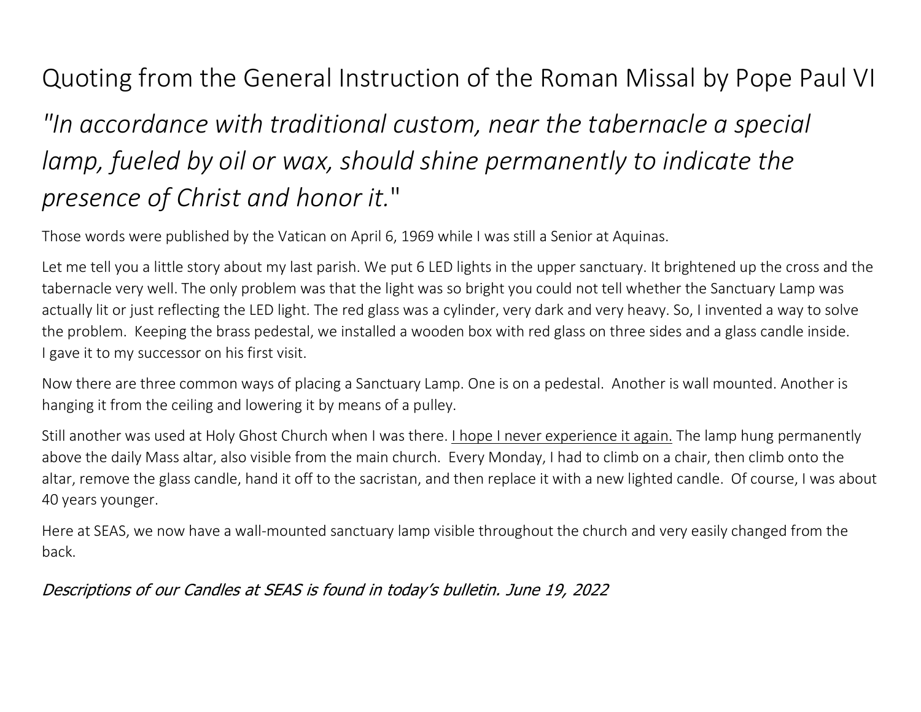# Quoting from the General Instruction of the Roman Missal by Pope Paul VI

## *"In accordance with traditional custom, near the tabernacle a special lamp, fueled by oil or wax, should shine permanently to indicate the presence of Christ and honor it."*

Those words were published by the Vatican on April 6, 1969 while I was still a Senior at Aquinas.

Let me tell you a little story about my last parish. We put 6 LED lights in the upper sanctuary. It brightened up the cross and the tabernacle very well. The only problem was that the light was so bright you could not tell whether the Sanctuary Lamp was actually lit or just reflecting the LED light. The red glass was a cylinder, very dark and very heavy. So, I invented a way to solve the problem. Keeping the brass pedestal, we installed a wooden box with red glass on three sides and a glass candle inside. I gave it to my successor on his first visit.

Now there are three common ways of placing a Sanctuary Lamp. One is on a pedestal. Another is wall mounted. Another is hanging it from the ceiling and lowering it by means of a pulley.

Still another was used at Holy Ghost Church when I was there. <u>I hope I never experience it again.</u> The lamp hung permanently above the daily Mass altar, also visible from the main church. Every Monday, I had to climb on a chair, then climb onto the altar, remove the glass candle, hand it off to the sacristan, and then replace it with a new lighted candle. Of course, I was about 40 years younger.

Here at SEAS, we now have a wall-mounted sanctuary lamp visible throughout the church and very easily changed from the back.

*Descriptions of our Candles at SEAS is found in today's bulletin. June 19, 2022*